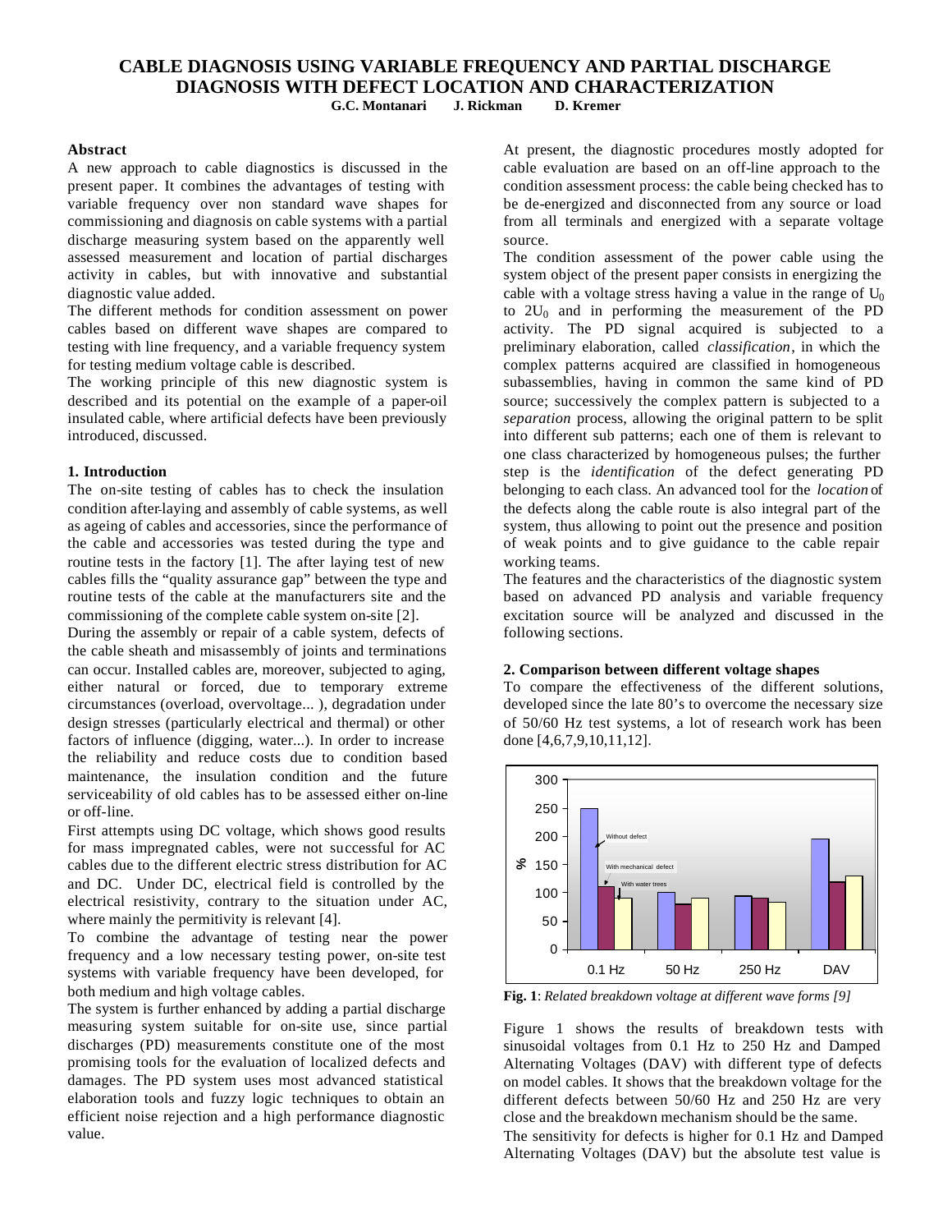# CABLE DIAGNOSIS USING VARIABLE FREQUENCY AND PARTIAL DISCHARGE DIAGNOSIS WITH DEFECT LOCATION AND CHARACTERIZATION

**G.C. Montanari J. Rickman D. Kremer**

### Abstract

A new approach to cable diagnostics is discussed in the present paper. It combines the advantages of testing with variable frequency over non standard wave shapes for commissioning and diagnosis on cable systems with a partial discharge measuring system based on the apparently well assessed measurement and location of partial discharges activity in cables, but with innovative and substantial diagnostic value added.

The different methods for condition assessment on power cables based on different wave shapes are compared to testing with line frequency, and a variable frequency system for testing medium voltage cable is described.

The working principle of this new diagnostic system is described and its potential on the example of a paper-oil insulated cable, where artificial defects have been previously introduced, discussed.

### 1. Introduction

The on-site testing of cables has to check the insulation condition after-laying and assembly of cable systems, as well as ageing of cables and accessories, since the performance of the cable and accessories was tested during the type and routine tests in the factory [1]. The after laying test of new cables fills the "quality assurance gap" between the type and routine tests of the cable at the manufacturers site and the commissioning of the complete cable system on-site [2].

During the assembly or repair of a cable system, defects of the cable sheath and misassembly of joints and terminations can occur. Installed cables are, moreover, subjected to aging, either natural or forced, due to temporary extreme circumstances (overload, overvoltage... ), degradation under design stresses (particularly electrical and thermal) or other factors of influence (digging, water...). In order to increase the reliability and reduce costs due to condition based maintenance, the insulation condition and the future serviceability of old cables has to be assessed either on-line or off-line.

First attempts using DC voltage, which shows good results for mass impregnated cables, were not successful for AC cables due to the different electric stress distribution for AC and DC. Under DC, electrical field is controlled by the electrical resistivity, contrary to the situation under AC, where mainly the permitivity is relevant [4].

To combine the advantage of testing near the power frequency and a low necessary testing power, on-site test systems with variable frequency have been developed, for both medium and high voltage cables.

The system is further enhanced by adding a partial discharge measuring system suitable for on-site use, since partial discharges (PD) measurements constitute one of the most promising tools for the evaluation of localized defects and damages. The PD system uses most advanced statistical elaboration tools and fuzzy logic techniques to obtain an efficient noise rejection and a high performance diagnostic value.

At present, the diagnostic procedures mostly adopted for cable evaluation are based on an off-line approach to the condition assessment process: the cable being checked has to be de-energized and disconnected from any source or load from all terminals and energized with a separate voltage source.

The condition assessment of the power cable using the system object of the present paper consists in energizing the cable with a voltage stress having a value in the range of $U_0$ to $2U_0$ and in performing the measurement of the PD activity. The PD signal acquired is subjected to a preliminary elaboration, called *classification*, in which the complex patterns acquired are classified in homogeneous subassemblies, having in common the same kind of PD source; successively the complex pattern is subjected to a *separation* process, allowing the original pattern to be split into different sub patterns; each one of them is relevant to one class characterized by homogeneous pulses; the further step is the *identification* of the defect generating PD belonging to each class. An advanced tool for the *location* of the defects along the cable route is also integral part of the system, thus allowing to point out the presence and position of weak points and to give guidance to the cable repair working teams.

The features and the characteristics of the diagnostic system based on advanced PD analysis and variable frequency excitation source will be analyzed and discussed in the following sections.

### 2. Comparison between different voltage shapes

To compare the effectiveness of the different solutions, developed since the late 80's to overcome the necessary size of 50/60 Hz test systems, a lot of research work has been done [4,6,7,9,10,11,12].

**Fig. 1**: *Related breakdown voltage at different wave forms [9]*

Figure 1 shows the results of breakdown tests with sinusoidal voltages from 0.1 Hz to 250 Hz and Damped Alternating Voltages (DAV) with different type of defects on model cables. It shows that the breakdown voltage for the different defects between 50/60 Hz and 250 Hz are very close and the breakdown mechanism should be the same.

The sensitivity for defects is higher for 0.1 Hz and Damped Alternating Voltages (DAV) but the absolute test value is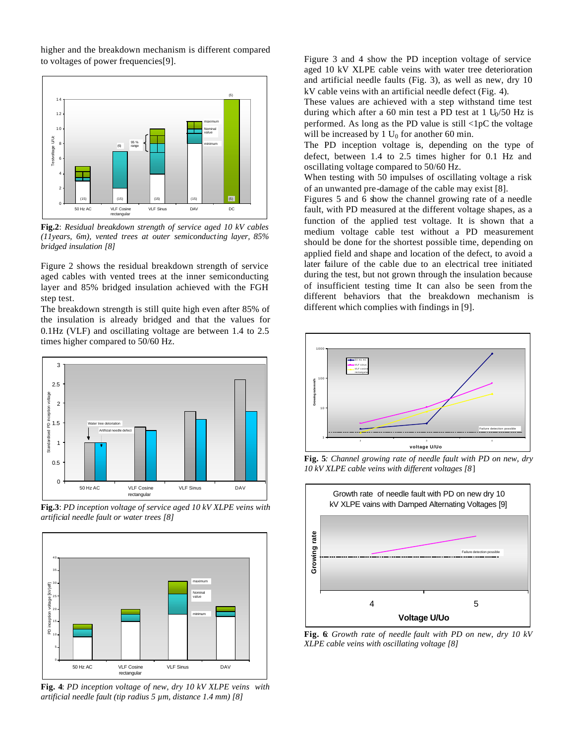higher and the breakdown mechanism is different compared to voltages of power frequencies[9].

**Fig.2**: *Residual breakdown strength of service aged 10 kV cables (11years, 6m), vented trees at outer semiconducting layer, 85% bridged insulation [8]*

Figure 2 shows the residual breakdown strength of service aged cables with vented trees at the inner semiconducting layer and 85% bridged insulation achieved with the FGH step test.

The breakdown strength is still quite high even after 85% of the insulation is already bridged and that the values for 0.1Hz (VLF) and oscillating voltage are between 1.4 to 2.5 times higher compared to 50/60 Hz.

**Fig.3**: *PD inception voltage of service aged 10 kV XLPE veins with artificial needle fault or water trees [8]*

**Fig. 4**: *PD inception voltage of new, dry 10 kV XLPE veins with artificial needle fault (tip radius 5 µm, distance 1.4 mm) [8]*

Figure 3 and 4 show the PD inception voltage of service aged 10 kV XLPE cable veins with water tree deterioration and artificial needle faults (Fig. 3), as well as new, dry 10 kV cable veins with an artificial needle defect (Fig. 4).

These values are achieved with a step withstand time test during which after a 60 min test a PD test at 1 $U_0$/50 Hz is performed. As long as the PD value is still <1pC the voltage will be increased by 1 $U_0$ for another 60 min.

The PD inception voltage is, depending on the type of defect, between 1.4 to 2.5 times higher for 0.1 Hz and oscillating voltage compared to 50/60 Hz.

When testing with 50 impulses of oscillating voltage a risk of an unwanted pre-damage of the cable may exist [8].

Figures 5 and 6 show the channel growing rate of a needle fault, with PD measured at the different voltage shapes, as a function of the applied test voltage. It is shown that a medium voltage cable test without a PD measurement should be done for the shortest possible time, depending on applied field and shape and location of the defect, to avoid a later failure of the cable due to an electrical tree initiated during the test, but not grown through the insulation because of insufficient testing time It can also be seen from the different behaviors that the breakdown mechanism is different which complies with findings in [9].

**Fig. 5**: *Channel growing rate of needle fault with PD on new, dry 10 kV XLPE cable veins with different voltages [8]*

**Fig. 6**: *Growth rate of needle fault with PD on new, dry 10 kV XLPE cable veins with oscillating voltage [8]*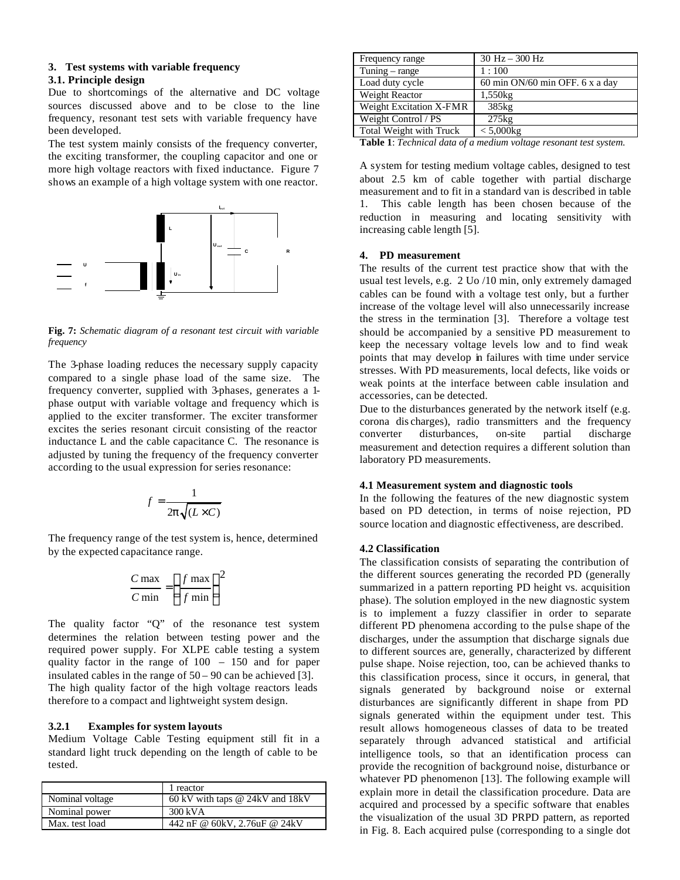## 3. Test systems with variable frequency

### 3.1. Principle design

Due to shortcomings of the alternative and DC voltage sources discussed above and to be close to the line frequency, resonant test sets with variable frequency have been developed.

The test system mainly consists of the frequency converter, the exciting transformer, the coupling capacitor and one or more high voltage reactors with fixed inductance. Figure 7 shows an example of a high voltage system with one reactor.

**Fig. 7:** *Schematic diagram of a resonant test circuit with variable frequency*

The 3-phase loading reduces the necessary supply capacity compared to a single phase load of the same size. The frequency converter, supplied with 3-phases, generates a 1-phase output with variable voltage and frequency which is applied to the exciter transformer. The exciter transformer excites the series resonant circuit consisting of the reactor inductance L and the cable capacitance C. The resonance is adjusted by tuning the frequency of the frequency converter according to the usual expression for series resonance:

$$f = \frac{1}{2\pi\sqrt{(L \times C)}}$$

The frequency range of the test system is, hence, determined by the expected capacitance range.

$$\frac{C\max}{C\min} = \left(\frac{f\max}{f\min}\right)^2$$

The quality factor "Q" of the resonance test system determines the relation between testing power and the required power supply. For XLPE cable testing a system quality factor in the range of 100 – 150 and for paper insulated cables in the range of 50 – 90 can be achieved [3]. The high quality factor of the high voltage reactors leads therefore to a compact and lightweight system design.

#### 3.2.1 Examples for system layouts

Medium Voltage Cable Testing equipment still fit in a standard light truck depending on the length of cable to be tested.

| | 1 reactor |
|---|---|
| Nominal voltage | 60 kV with taps @ 24kV and 18kV |
| Nominal power | 300 kVA |
| Max. test load | 442 nF @ 60kV, 2.76uF @ 24kV |
| Frequency range | 30 Hz – 300 Hz |
| Tuning – range | 1 : 100 |
| Load duty cycle | 60 min ON/60 min OFF. 6 x a day |
| Weight Reactor | 1,550kg |
| Weight Excitation X-FMR | 385kg |
| Weight Control / PS | 275kg |
| Total Weight with Truck | < 5,000kg |

**Table 1**: *Technical data of a medium voltage resonant test system.*

A system for testing medium voltage cables, designed to test about 2.5 km of cable together with partial discharge measurement and to fit in a standard van is described in table 1. This cable length has been chosen because of the reduction in measuring and locating sensitivity with increasing cable length [5].

## 4. PD measurement

The results of the current test practice show that with the usual test levels, e.g. 2 Uo /10 min, only extremely damaged cables can be found with a voltage test only, but a further increase of the voltage level will also unnecessarily increase the stress in the termination [3]. Therefore a voltage test should be accompanied by a sensitive PD measurement to keep the necessary voltage levels low and to find weak points that may develop in failures with time under service stresses. With PD measurements, local defects, like voids or weak points at the interface between cable insulation and accessories, can be detected.

Due to the disturbances generated by the network itself (e.g. corona discharges), radio transmitters and the frequency converter disturbances, on-site partial discharge measurement and detection requires a different solution than laboratory PD measurements.

### 4.1 Measurement system and diagnostic tools

In the following the features of the new diagnostic system based on PD detection, in terms of noise rejection, PD source location and diagnostic effectiveness, are described.

### 4.2 Classification

The classification consists of separating the contribution of the different sources generating the recorded PD (generally summarized in a pattern reporting PD height vs. acquisition phase). The solution employed in the new diagnostic system is to implement a fuzzy classifier in order to separate different PD phenomena according to the pulse shape of the discharges, under the assumption that discharge signals due to different sources are, generally, characterized by different pulse shape. Noise rejection, too, can be achieved thanks to this classification process, since it occurs, in general, that signals generated by background noise or external disturbances are significantly different in shape from PD signals generated within the equipment under test. This result allows homogeneous classes of data to be treated separately through advanced statistical and artificial intelligence tools, so that an identification process can provide the recognition of background noise, disturbance or whatever PD phenomenon [13]. The following example will explain more in detail the classification procedure. Data are acquired and processed by a specific software that enables the visualization of the usual 3D PRPD pattern, as reported in Fig. 8. Each acquired pulse (corresponding to a single dot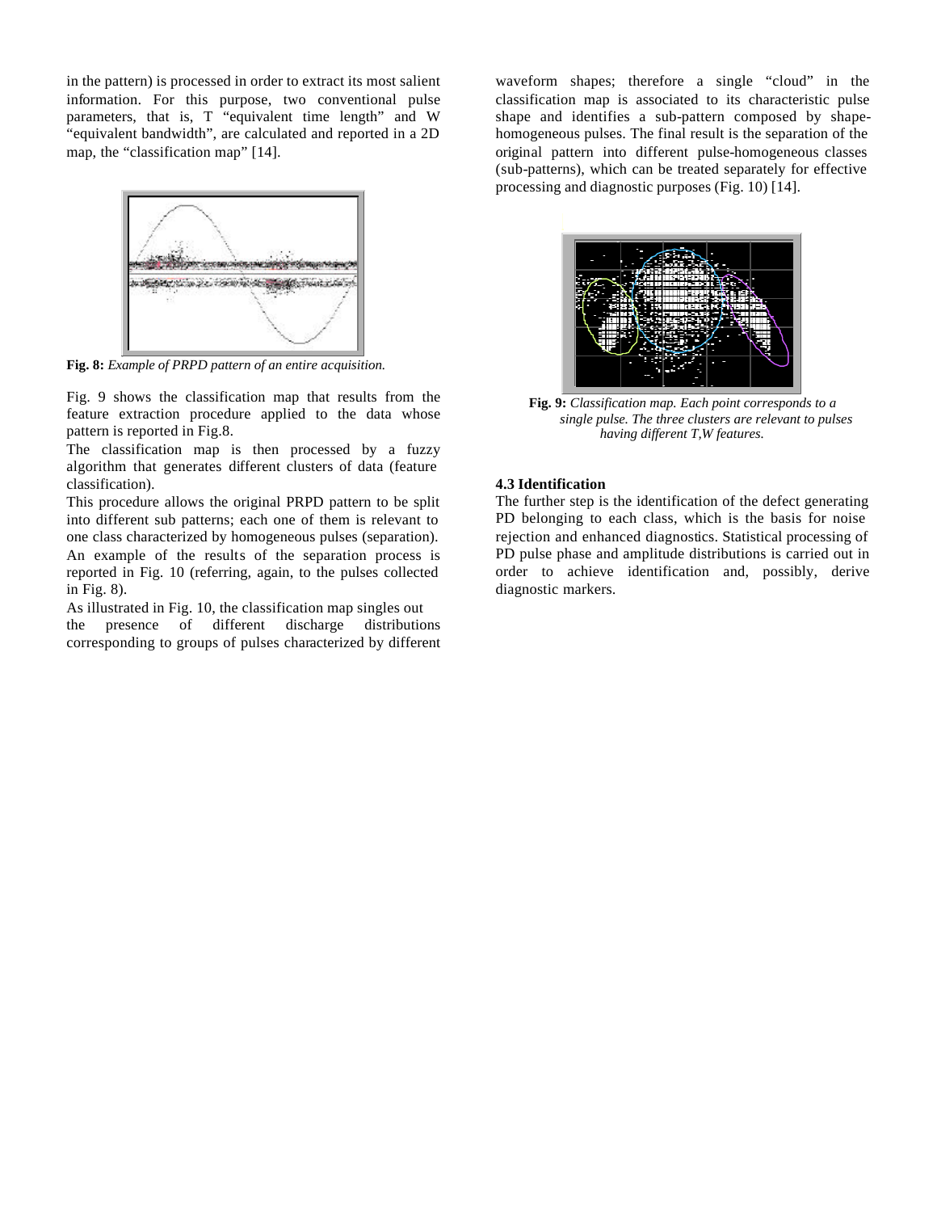in the pattern) is processed in order to extract its most salient information. For this purpose, two conventional pulse parameters, that is, T "equivalent time length" and W "equivalent bandwidth", are calculated and reported in a 2D map, the "classification map" [14].

**Fig. 8:** *Example of PRPD pattern of an entire acquisition.*

Fig. 9 shows the classification map that results from the feature extraction procedure applied to the data whose pattern is reported in Fig.8.

The classification map is then processed by a fuzzy algorithm that generates different clusters of data (feature classification).

This procedure allows the original PRPD pattern to be split into different sub patterns; each one of them is relevant to one class characterized by homogeneous pulses (separation). An example of the results of the separation process is reported in Fig. 10 (referring, again, to the pulses collected in Fig. 8).

As illustrated in Fig. 10, the classification map singles out the presence of different discharge distributions corresponding to groups of pulses characterized by different waveform shapes; therefore a single "cloud" in the classification map is associated to its characteristic pulse shape and identifies a sub-pattern composed by shape-homogeneous pulses. The final result is the separation of the original pattern into different pulse-homogeneous classes (sub-patterns), which can be treated separately for effective processing and diagnostic purposes (Fig. 10) [14].

**Fig. 9:** *Classification map. Each point corresponds to a single pulse. The three clusters are relevant to pulses having different T,W features.*

**4.3 Identification**

The further step is the identification of the defect generating PD belonging to each class, which is the basis for noise rejection and enhanced diagnostics. Statistical processing of PD pulse phase and amplitude distributions is carried out in order to achieve identification and, possibly, derive diagnostic markers.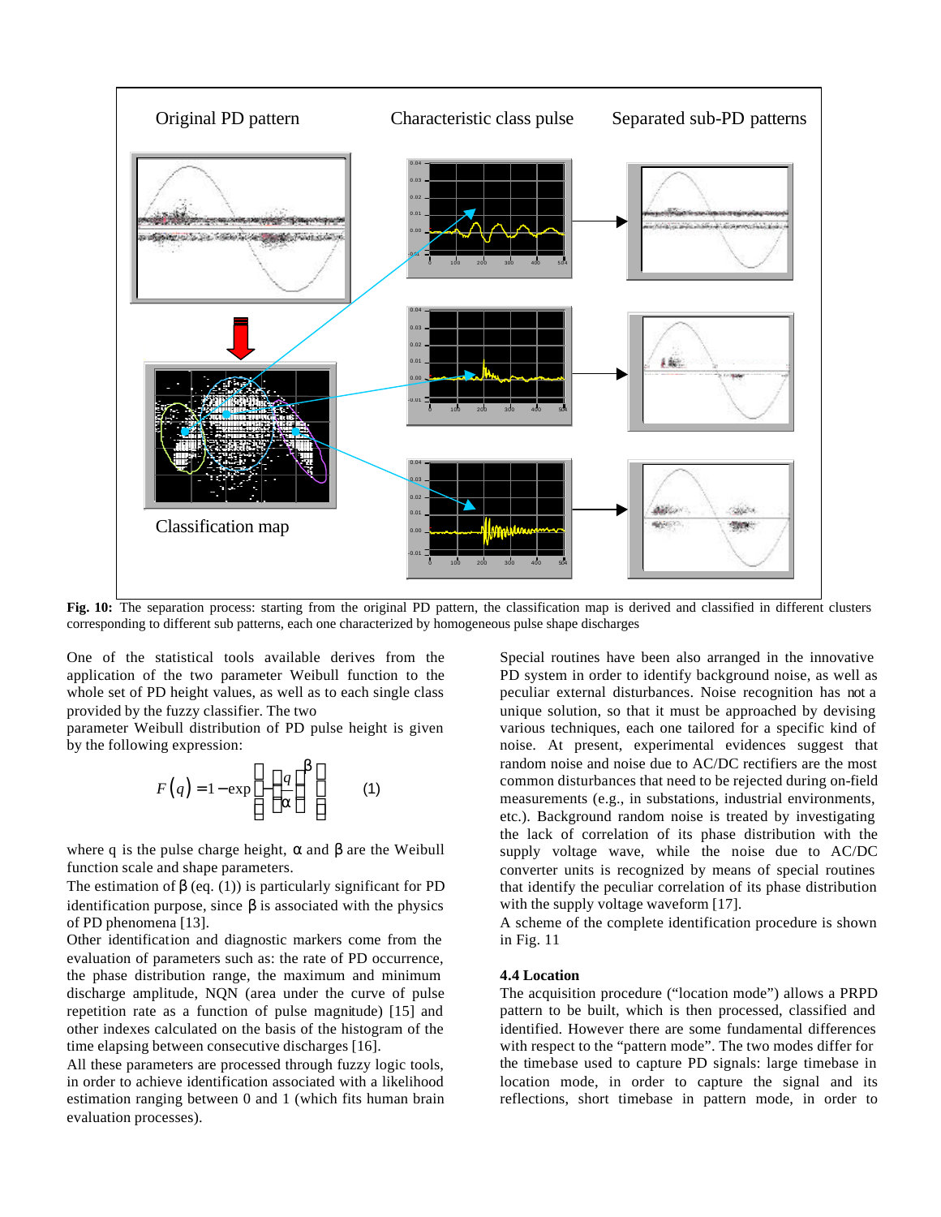Fig. 10: The separation process: starting from the original PD pattern, the classification map is derived and classified in different clusters corresponding to different sub patterns, each one characterized by homogeneous pulse shape discharges

One of the statistical tools available derives from the application of the two parameter Weibull function to the whole set of PD height values, as well as to each single class provided by the fuzzy classifier. The two parameter Weibull distribution of PD pulse height is given by the following expression:

$$F(q) = 1 - \exp\left[-\left(\frac{q}{\alpha}\right)^{\beta}\right] \qquad (1)$$

where q is the pulse charge height, $\alpha$ and $\beta$ are the Weibull function scale and shape parameters.

The estimation of $\beta$ (eq. (1)) is particularly significant for PD identification purpose, since $\beta$ is associated with the physics of PD phenomena [13].

Other identification and diagnostic markers come from the evaluation of parameters such as: the rate of PD occurrence, the phase distribution range, the maximum and minimum discharge amplitude, NQN (area under the curve of pulse repetition rate as a function of pulse magnitude) [15] and other indexes calculated on the basis of the histogram of the time elapsing between consecutive discharges [16].

All these parameters are processed through fuzzy logic tools, in order to achieve identification associated with a likelihood estimation ranging between 0 and 1 (which fits human brain evaluation processes).

Special routines have been also arranged in the innovative PD system in order to identify background noise, as well as peculiar external disturbances. Noise recognition has not a unique solution, so that it must be approached by devising various techniques, each one tailored for a specific kind of noise. At present, experimental evidences suggest that random noise and noise due to AC/DC rectifiers are the most common disturbances that need to be rejected during on-field measurements (e.g., in substations, industrial environments, etc.). Background random noise is treated by investigating the lack of correlation of its phase distribution with the supply voltage wave, while the noise due to AC/DC converter units is recognized by means of special routines that identify the peculiar correlation of its phase distribution with the supply voltage waveform [17].

A scheme of the complete identification procedure is shown in Fig. 11

### 4.4 Location

The acquisition procedure ("location mode") allows a PRPD pattern to be built, which is then processed, classified and identified. However there are some fundamental differences with respect to the "pattern mode". The two modes differ for the timebase used to capture PD signals: large timebase in location mode, in order to capture the signal and its reflections, short timebase in pattern mode, in order to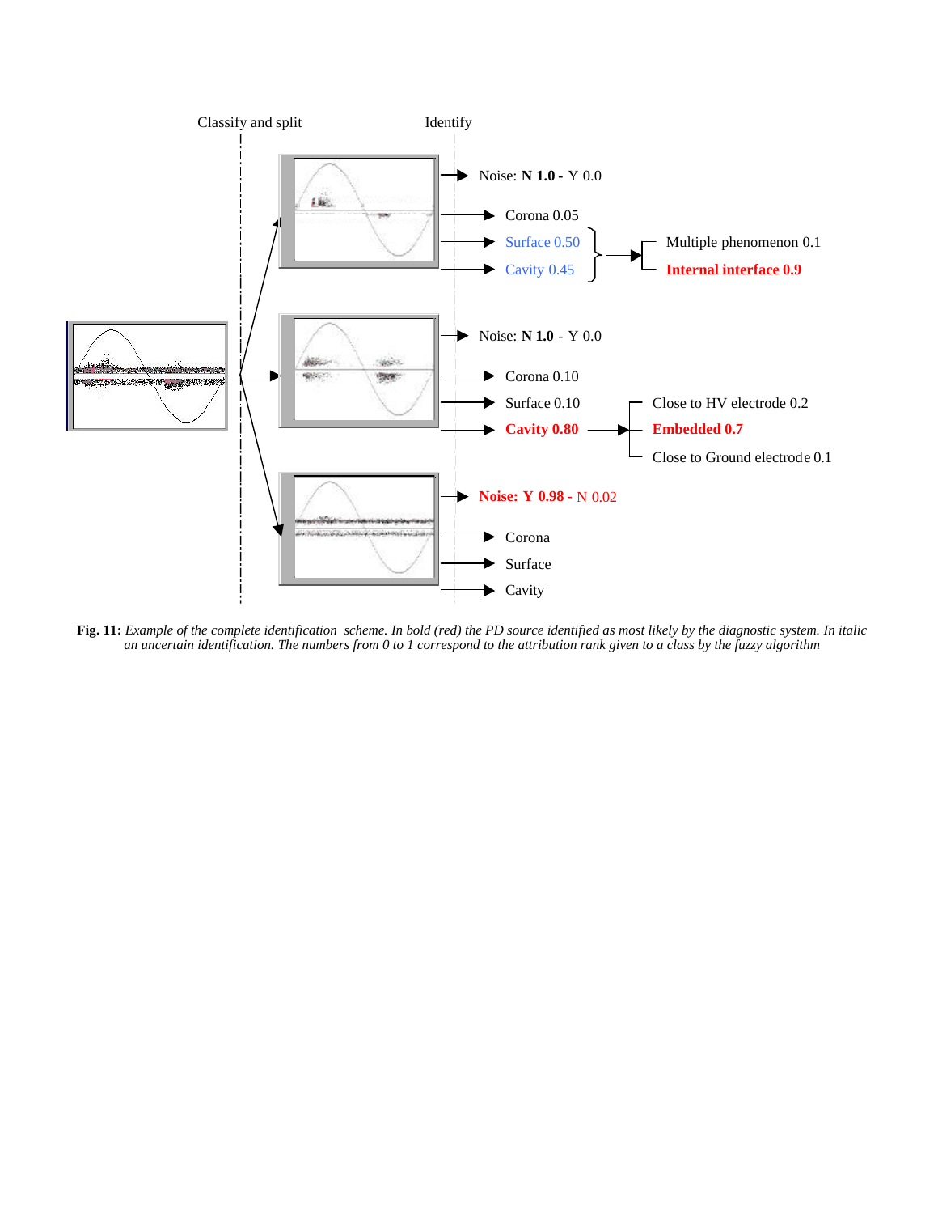Classify and split

Identify

Noise: **N 1.0** - Y 0.0

Corona 0.05

Surface 0.50

Cavity 0.45

Multiple phenomenon 0.1

**Internal interface 0.9**

Noise: **N 1.0** - Y 0.0

Corona 0.10

Surface 0.10

**Cavity 0.80**

Close to HV electrode 0.2

**Embedded 0.7**

Close to Ground electrode 0.1

**Noise: Y 0.98** - N 0.02

Corona

Surface

Cavity

**Fig. 11:** *Example of the complete identification scheme. In bold (red) the PD source identified as most likely by the diagnostic system. In italic an uncertain identification. The numbers from 0 to 1 correspond to the attribution rank given to a class by the fuzzy algorithm*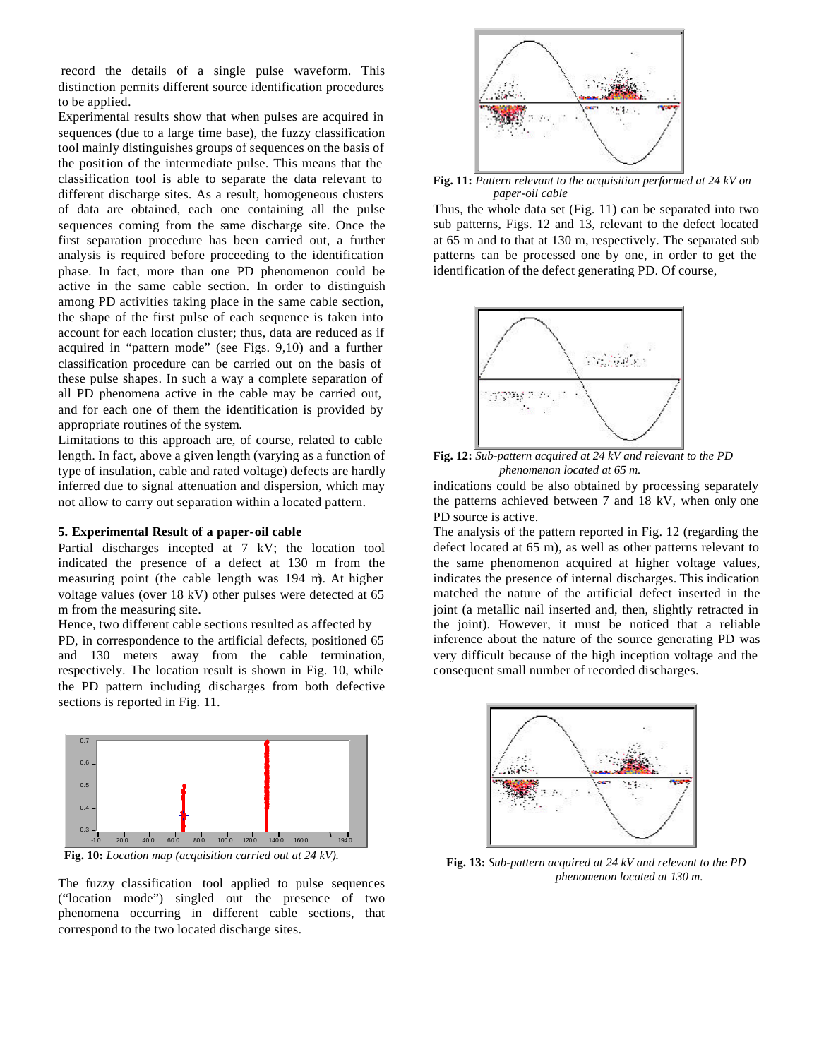record the details of a single pulse waveform. This distinction permits different source identification procedures to be applied.

Experimental results show that when pulses are acquired in sequences (due to a large time base), the fuzzy classification tool mainly distinguishes groups of sequences on the basis of the position of the intermediate pulse. This means that the classification tool is able to separate the data relevant to different discharge sites. As a result, homogeneous clusters of data are obtained, each one containing all the pulse sequences coming from the same discharge site. Once the first separation procedure has been carried out, a further analysis is required before proceeding to the identification phase. In fact, more than one PD phenomenon could be active in the same cable section. In order to distinguish among PD activities taking place in the same cable section, the shape of the first pulse of each sequence is taken into account for each location cluster; thus, data are reduced as if acquired in "pattern mode" (see Figs. 9,10) and a further classification procedure can be carried out on the basis of these pulse shapes. In such a way a complete separation of all PD phenomena active in the cable may be carried out, and for each one of them the identification is provided by appropriate routines of the system.

Limitations to this approach are, of course, related to cable length. In fact, above a given length (varying as a function of type of insulation, cable and rated voltage) defects are hardly inferred due to signal attenuation and dispersion, which may not allow to carry out separation within a located pattern.

### 5. Experimental Result of a paper-oil cable

Partial discharges incepted at 7 kV; the location tool indicated the presence of a defect at 130 m from the measuring point (the cable length was 194 m). At higher voltage values (over 18 kV) other pulses were detected at 65 m from the measuring site.

Hence, two different cable sections resulted as affected by PD, in correspondence to the artificial defects, positioned 65 and 130 meters away from the cable termination, respectively. The location result is shown in Fig. 10, while the PD pattern including discharges from both defective sections is reported in Fig. 11.

**Fig. 10:** *Location map (acquisition carried out at 24 kV).*

The fuzzy classification tool applied to pulse sequences ("location mode") singled out the presence of two phenomena occurring in different cable sections, that correspond to the two located discharge sites.

**Fig. 11:** *Pattern relevant to the acquisition performed at 24 kV on paper-oil cable*

Thus, the whole data set (Fig. 11) can be separated into two sub patterns, Figs. 12 and 13, relevant to the defect located at 65 m and to that at 130 m, respectively. The separated sub patterns can be processed one by one, in order to get the identification of the defect generating PD. Of course, indications could be also obtained by processing separately the patterns achieved between 7 and 18 kV, when only one PD source is active.

**Fig. 12:** *Sub-pattern acquired at 24 kV and relevant to the PD phenomenon located at 65 m.*

The analysis of the pattern reported in Fig. 12 (regarding the defect located at 65 m), as well as other patterns relevant to the same phenomenon acquired at higher voltage values, indicates the presence of internal discharges. This indication matched the nature of the artificial defect inserted in the joint (a metallic nail inserted and, then, slightly retracted in the joint). However, it must be noticed that a reliable inference about the nature of the source generating PD was very difficult because of the high inception voltage and the consequent small number of recorded discharges.

**Fig. 13:** *Sub-pattern acquired at 24 kV and relevant to the PD phenomenon located at 130 m.*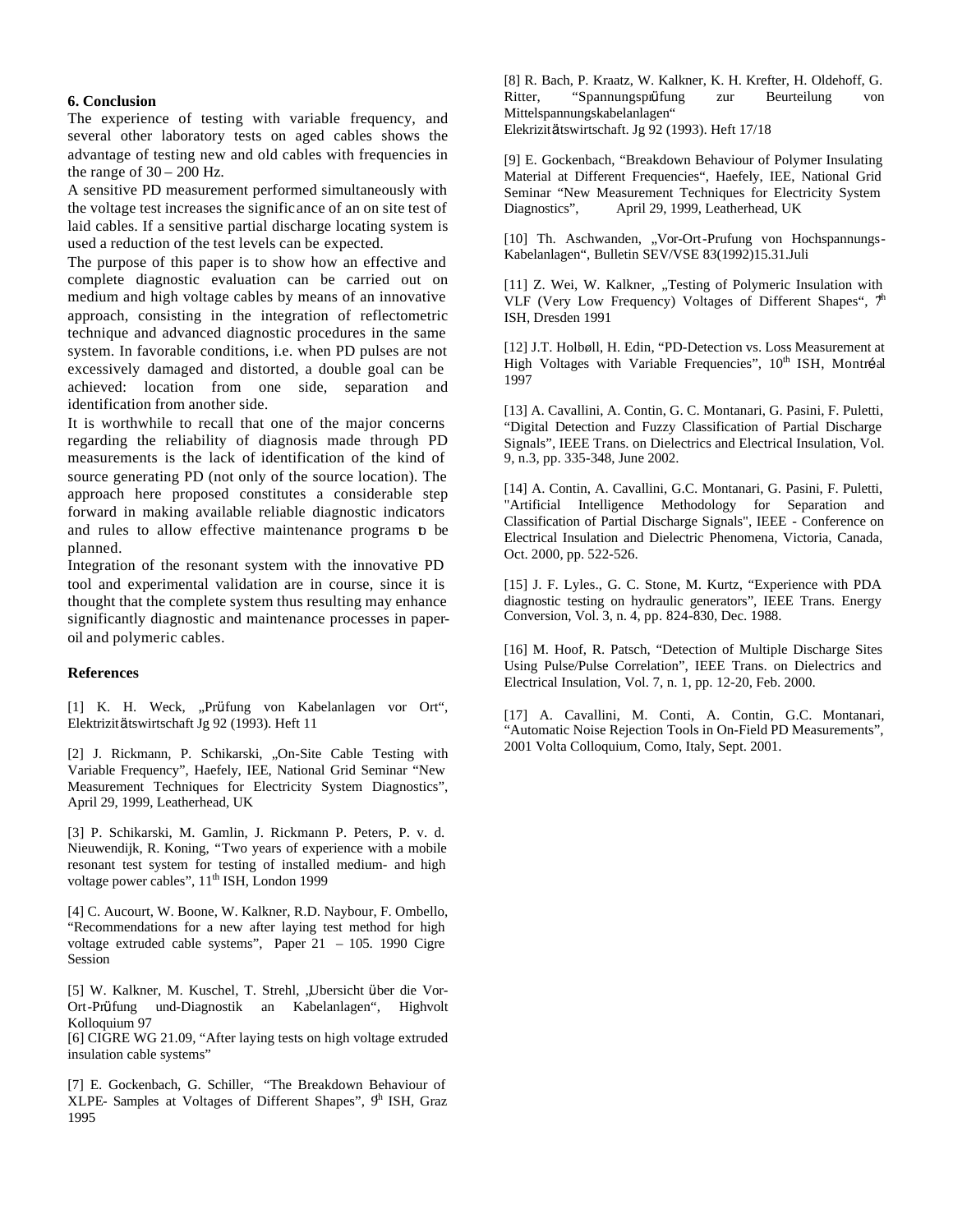### 6. Conclusion

The experience of testing with variable frequency, and several other laboratory tests on aged cables shows the advantage of testing new and old cables with frequencies in the range of 30 – 200 Hz.

A sensitive PD measurement performed simultaneously with the voltage test increases the significance of an on site test of laid cables. If a sensitive partial discharge locating system is used a reduction of the test levels can be expected.

The purpose of this paper is to show how an effective and complete diagnostic evaluation can be carried out on medium and high voltage cables by means of an innovative approach, consisting in the integration of reflectometric technique and advanced diagnostic procedures in the same system. In favorable conditions, i.e. when PD pulses are not excessively damaged and distorted, a double goal can be achieved: location from one side, separation and identification from another side.

It is worthwhile to recall that one of the major concerns regarding the reliability of diagnosis made through PD measurements is the lack of identification of the kind of source generating PD (not only of the source location). The approach here proposed constitutes a considerable step forward in making available reliable diagnostic indicators and rules to allow effective maintenance programs to be planned.

Integration of the resonant system with the innovative PD tool and experimental validation are in course, since it is thought that the complete system thus resulting may enhance significantly diagnostic and maintenance processes in paper-oil and polymeric cables.

### References

[1] K. H. Weck, „Prüfung von Kabelanlagen vor Ort“, Elektrizitätswirtschaft Jg 92 (1993). Heft 11

[2] J. Rickmann, P. Schikarski, „On-Site Cable Testing with Variable Frequency”, Haefely, IEE, National Grid Seminar “New Measurement Techniques for Electricity System Diagnostics”, April 29, 1999, Leatherhead, UK

[3] P. Schikarski, M. Gamlin, J. Rickmann P. Peters, P. v. d. Nieuwendijk, R. Koning, “Two years of experience with a mobile resonant test system for testing of installed medium- and high voltage power cables”, 11th ISH, London 1999

[4] C. Aucourt, W. Boone, W. Kalkner, R.D. Naybour, F. Ombello, “Recommendations for a new after laying test method for high voltage extruded cable systems”, Paper 21 – 105. 1990 Cigre Session

[5] W. Kalkner, M. Kuschel, T. Strehl, „Ubersicht über die Vor-Ort-Prüfung und-Diagnostik an Kabelanlagen“, Highvolt Kolloquium 97

[6] CIGRE WG 21.09, “After laying tests on high voltage extruded insulation cable systems”

[7] E. Gockenbach, G. Schiller, “The Breakdown Behaviour of XLPE- Samples at Voltages of Different Shapes”, 9th ISH, Graz 1995

[8] R. Bach, P. Kraatz, W. Kalkner, K. H. Krefter, H. Oldehoff, G. Ritter, “Spannungsprüfung zur Beurteilung von Mittelspannungskabelanlagen“ Elekrizitätswirtschaft. Jg 92 (1993). Heft 17/18

[9] E. Gockenbach, “Breakdown Behaviour of Polymer Insulating Material at Different Frequencies“, Haefely, IEE, National Grid Seminar “New Measurement Techniques for Electricity System Diagnostics”, April 29, 1999, Leatherhead, UK

[10] Th. Aschwanden, „Vor-Ort-Prufung von Hochspannungs-Kabelanlagen“, Bulletin SEV/VSE 83(1992)15.31.Juli

[11] Z. Wei, W. Kalkner, „Testing of Polymeric Insulation with VLF (Very Low Frequency) Voltages of Different Shapes“, 7th ISH, Dresden 1991

[12] J.T. Holbøll, H. Edin, “PD-Detection vs. Loss Measurement at High Voltages with Variable Frequencies”, 10th ISH, Montréal 1997

[13] A. Cavallini, A. Contin, G. C. Montanari, G. Pasini, F. Puletti, “Digital Detection and Fuzzy Classification of Partial Discharge Signals”, IEEE Trans. on Dielectrics and Electrical Insulation, Vol. 9, n.3, pp. 335-348, June 2002.

[14] A. Contin, A. Cavallini, G.C. Montanari, G. Pasini, F. Puletti, "Artificial Intelligence Methodology for Separation and Classification of Partial Discharge Signals", IEEE - Conference on Electrical Insulation and Dielectric Phenomena, Victoria, Canada, Oct. 2000, pp. 522-526.

[15] J. F. Lyles., G. C. Stone, M. Kurtz, “Experience with PDA diagnostic testing on hydraulic generators”, IEEE Trans. Energy Conversion, Vol. 3, n. 4, pp. 824-830, Dec. 1988.

[16] M. Hoof, R. Patsch, “Detection of Multiple Discharge Sites Using Pulse/Pulse Correlation”, IEEE Trans. on Dielectrics and Electrical Insulation, Vol. 7, n. 1, pp. 12-20, Feb. 2000.

[17] A. Cavallini, M. Conti, A. Contin, G.C. Montanari, “Automatic Noise Rejection Tools in On-Field PD Measurements”, 2001 Volta Colloquium, Como, Italy, Sept. 2001.